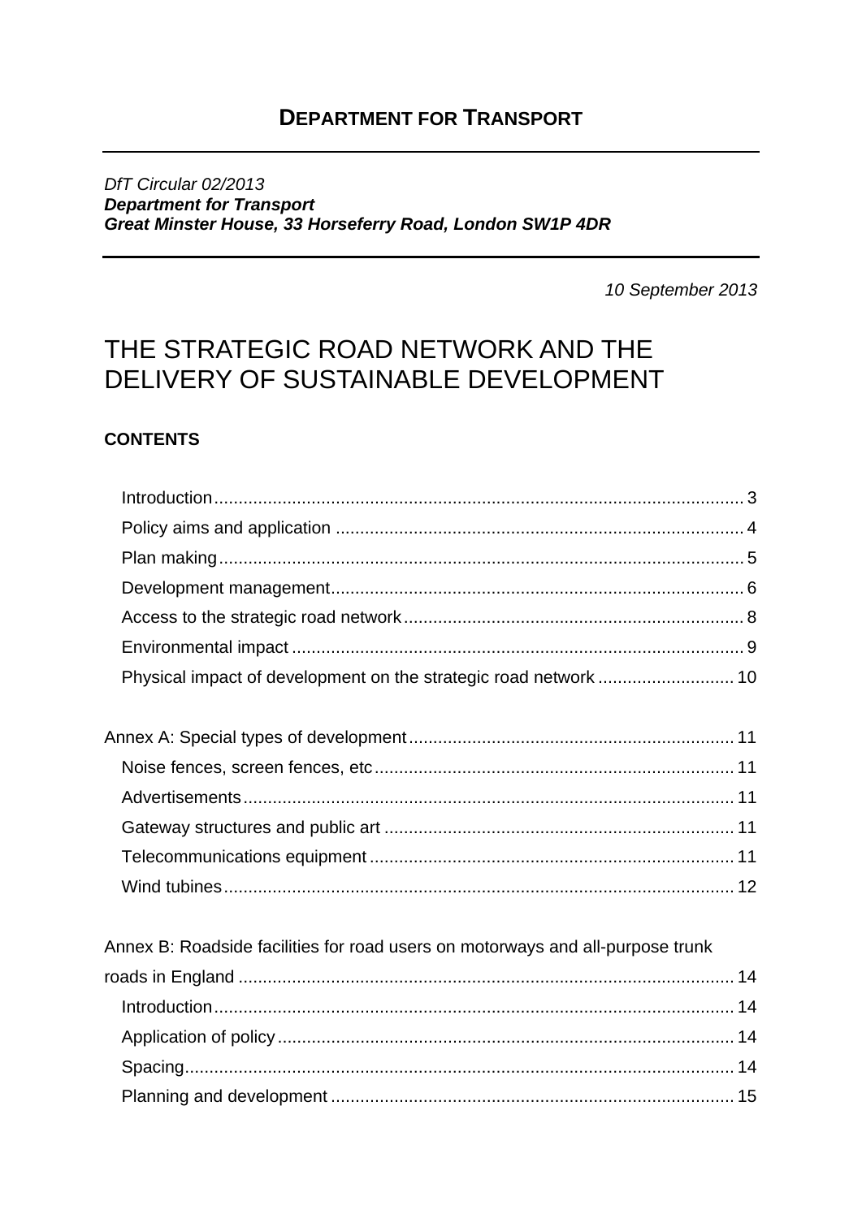## DEPARTMENT FOR TRANSPORT

*DfT Circular 02/2013*
***Department for Transport***
***Great Minster House, 33 Horseferry Road, London SW1P 4DR***

*10 September 2013*

# THE STRATEGIC ROAD NETWORK AND THE DELIVERY OF SUSTAINABLE DEVELOPMENT

**CONTENTS**

- Introduction ........ 3
- Policy aims and application ........ 4
- Plan making ........ 5
- Development management ........ 6
- Access to the strategic road network ........ 8
- Environmental impact ........ 9
- Physical impact of development on the strategic road network ........ 10

Annex A: Special types of development ........ 11

- Noise fences, screen fences, etc ........ 11
- Advertisements ........ 11
- Gateway structures and public art ........ 11
- Telecommunications equipment ........ 11
- Wind tubines ........ 12

Annex B: Roadside facilities for road users on motorways and all-purpose trunk roads in England ........ 14

- Introduction ........ 14
- Application of policy ........ 14
- Spacing ........ 14
- Planning and development ........ 15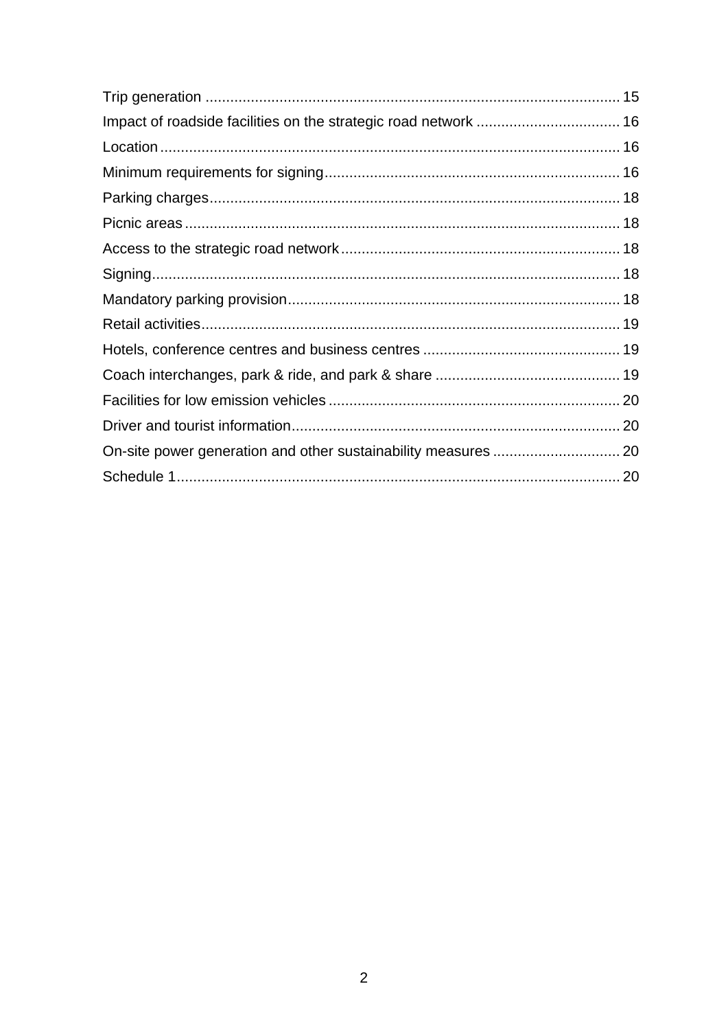Trip generation ..................................................................................................... 15

Impact of roadside facilities on the strategic road network ................................... 16

Location ................................................................................................................ 16

Minimum requirements for signing ........................................................................ 16

Parking charges .................................................................................................... 18

Picnic areas .......................................................................................................... 18

Access to the strategic road network .................................................................... 18

Signing .................................................................................................................. 18

Mandatory parking provision ................................................................................. 18

Retail activities ...................................................................................................... 19

Hotels, conference centres and business centres ................................................ 19

Coach interchanges, park & ride, and park & share ............................................. 19

Facilities for low emission vehicles ....................................................................... 20

Driver and tourist information ................................................................................ 20

On-site power generation and other sustainability measures ............................... 20

Schedule 1 ............................................................................................................ 20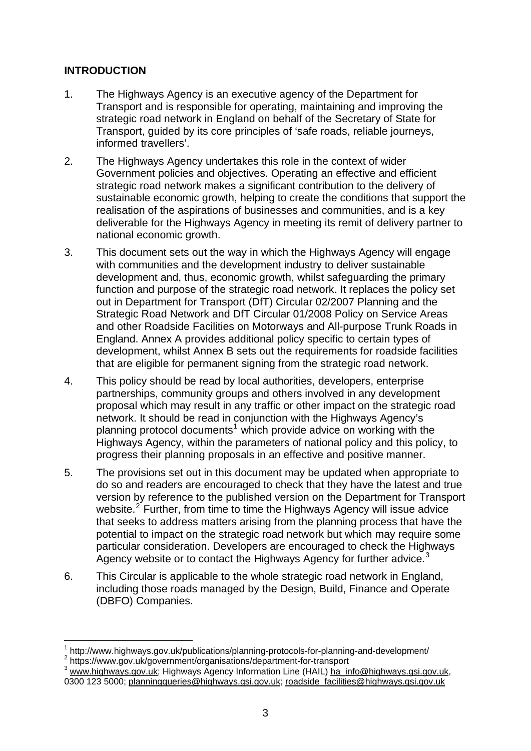## INTRODUCTION

1. The Highways Agency is an executive agency of the Department for Transport and is responsible for operating, maintaining and improving the strategic road network in England on behalf of the Secretary of State for Transport, guided by its core principles of 'safe roads, reliable journeys, informed travellers'.

2. The Highways Agency undertakes this role in the context of wider Government policies and objectives. Operating an effective and efficient strategic road network makes a significant contribution to the delivery of sustainable economic growth, helping to create the conditions that support the realisation of the aspirations of businesses and communities, and is a key deliverable for the Highways Agency in meeting its remit of delivery partner to national economic growth.

3. This document sets out the way in which the Highways Agency will engage with communities and the development industry to deliver sustainable development and, thus, economic growth, whilst safeguarding the primary function and purpose of the strategic road network. It replaces the policy set out in Department for Transport (DfT) Circular 02/2007 Planning and the Strategic Road Network and DfT Circular 01/2008 Policy on Service Areas and other Roadside Facilities on Motorways and All-purpose Trunk Roads in England. Annex A provides additional policy specific to certain types of development, whilst Annex B sets out the requirements for roadside facilities that are eligible for permanent signing from the strategic road network.

4. This policy should be read by local authorities, developers, enterprise partnerships, community groups and others involved in any development proposal which may result in any traffic or other impact on the strategic road network. It should be read in conjunction with the Highways Agency's planning protocol documents[1] which provide advice on working with the Highways Agency, within the parameters of national policy and this policy, to progress their planning proposals in an effective and positive manner.

5. The provisions set out in this document may be updated when appropriate to do so and readers are encouraged to check that they have the latest and true version by reference to the published version on the Department for Transport website.[2] Further, from time to time the Highways Agency will issue advice that seeks to address matters arising from the planning process that have the potential to impact on the strategic road network but which may require some particular consideration. Developers are encouraged to check the Highways Agency website or to contact the Highways Agency for further advice.[3]

6. This Circular is applicable to the whole strategic road network in England, including those roads managed by the Design, Build, Finance and Operate (DBFO) Companies.

---

[1] http://www.highways.gov.uk/publications/planning-protocols-for-planning-and-development/

[2] https://www.gov.uk/government/organisations/department-for-transport

[3] www.highways.gov.uk; Highways Agency Information Line (HAIL) ha_info@highways.gsi.gov.uk, 0300 123 5000; planningqueries@highways.gsi.gov.uk; roadside_facilities@highways.gsi.gov.uk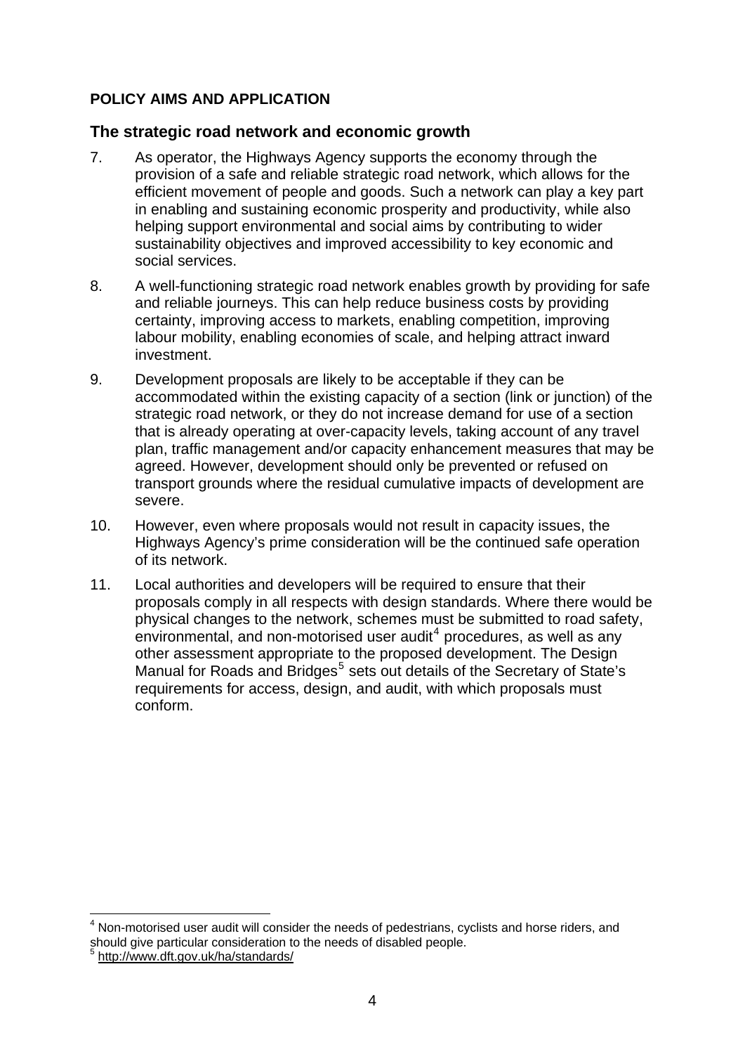**POLICY AIMS AND APPLICATION**

## The strategic road network and economic growth

7. As operator, the Highways Agency supports the economy through the provision of a safe and reliable strategic road network, which allows for the efficient movement of people and goods. Such a network can play a key part in enabling and sustaining economic prosperity and productivity, while also helping support environmental and social aims by contributing to wider sustainability objectives and improved accessibility to key economic and social services.

8. A well-functioning strategic road network enables growth by providing for safe and reliable journeys. This can help reduce business costs by providing certainty, improving access to markets, enabling competition, improving labour mobility, enabling economies of scale, and helping attract inward investment.

9. Development proposals are likely to be acceptable if they can be accommodated within the existing capacity of a section (link or junction) of the strategic road network, or they do not increase demand for use of a section that is already operating at over-capacity levels, taking account of any travel plan, traffic management and/or capacity enhancement measures that may be agreed. However, development should only be prevented or refused on transport grounds where the residual cumulative impacts of development are severe.

10. However, even where proposals would not result in capacity issues, the Highways Agency's prime consideration will be the continued safe operation of its network.

11. Local authorities and developers will be required to ensure that their proposals comply in all respects with design standards. Where there would be physical changes to the network, schemes must be submitted to road safety, environmental, and non-motorised user audit[4] procedures, as well as any other assessment appropriate to the proposed development. The Design Manual for Roads and Bridges[5] sets out details of the Secretary of State's requirements for access, design, and audit, with which proposals must conform.

---

[4] Non-motorised user audit will consider the needs of pedestrians, cyclists and horse riders, and should give particular consideration to the needs of disabled people.

[5] http://www.dft.gov.uk/ha/standards/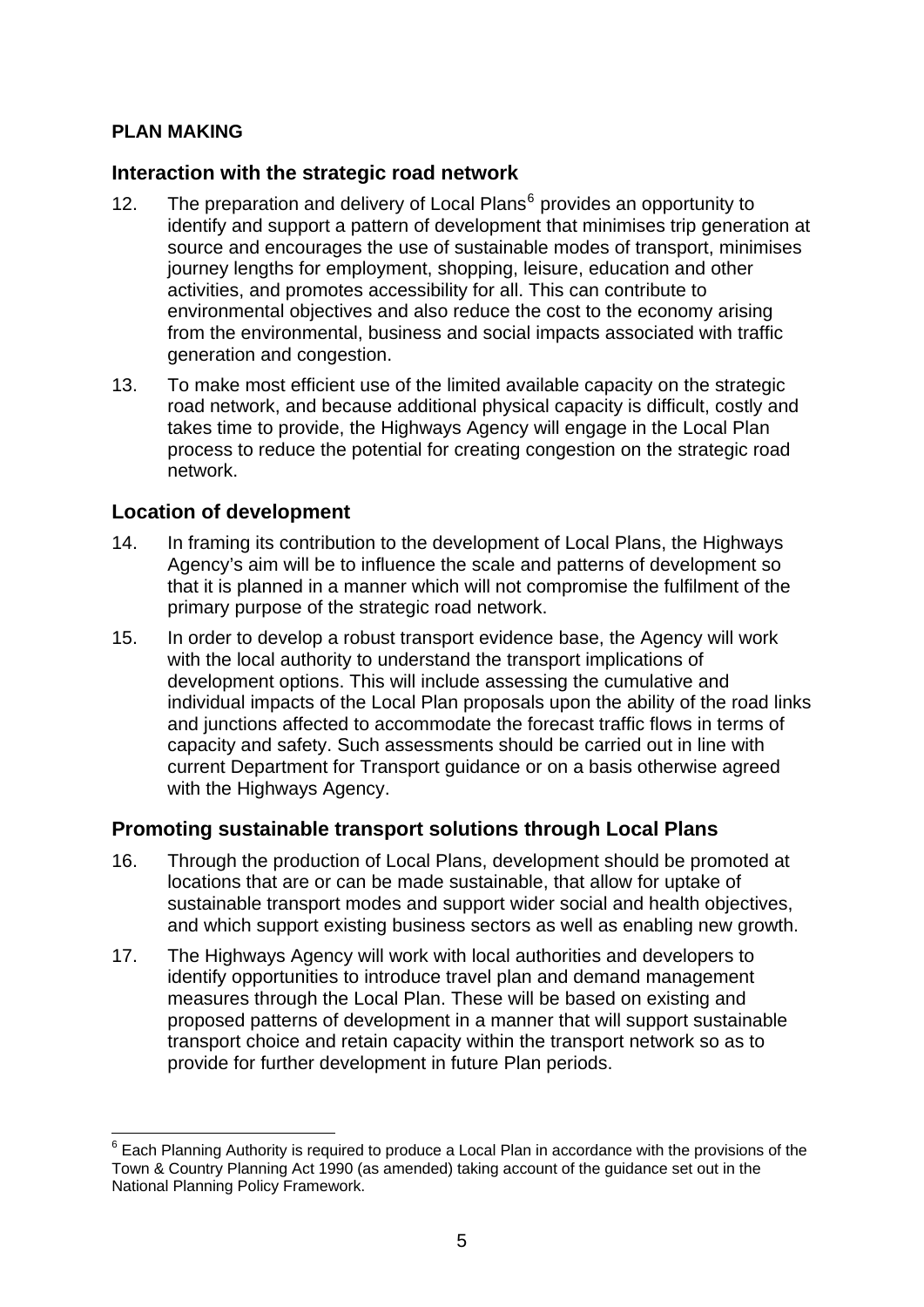**PLAN MAKING**

## Interaction with the strategic road network

12. The preparation and delivery of Local Plans[6] provides an opportunity to identify and support a pattern of development that minimises trip generation at source and encourages the use of sustainable modes of transport, minimises journey lengths for employment, shopping, leisure, education and other activities, and promotes accessibility for all. This can contribute to environmental objectives and also reduce the cost to the economy arising from the environmental, business and social impacts associated with traffic generation and congestion.

13. To make most efficient use of the limited available capacity on the strategic road network, and because additional physical capacity is difficult, costly and takes time to provide, the Highways Agency will engage in the Local Plan process to reduce the potential for creating congestion on the strategic road network.

## Location of development

14. In framing its contribution to the development of Local Plans, the Highways Agency's aim will be to influence the scale and patterns of development so that it is planned in a manner which will not compromise the fulfilment of the primary purpose of the strategic road network.

15. In order to develop a robust transport evidence base, the Agency will work with the local authority to understand the transport implications of development options. This will include assessing the cumulative and individual impacts of the Local Plan proposals upon the ability of the road links and junctions affected to accommodate the forecast traffic flows in terms of capacity and safety. Such assessments should be carried out in line with current Department for Transport guidance or on a basis otherwise agreed with the Highways Agency.

## Promoting sustainable transport solutions through Local Plans

16. Through the production of Local Plans, development should be promoted at locations that are or can be made sustainable, that allow for uptake of sustainable transport modes and support wider social and health objectives, and which support existing business sectors as well as enabling new growth.

17. The Highways Agency will work with local authorities and developers to identify opportunities to introduce travel plan and demand management measures through the Local Plan. These will be based on existing and proposed patterns of development in a manner that will support sustainable transport choice and retain capacity within the transport network so as to provide for further development in future Plan periods.

---

[6] Each Planning Authority is required to produce a Local Plan in accordance with the provisions of the Town & Country Planning Act 1990 (as amended) taking account of the guidance set out in the National Planning Policy Framework.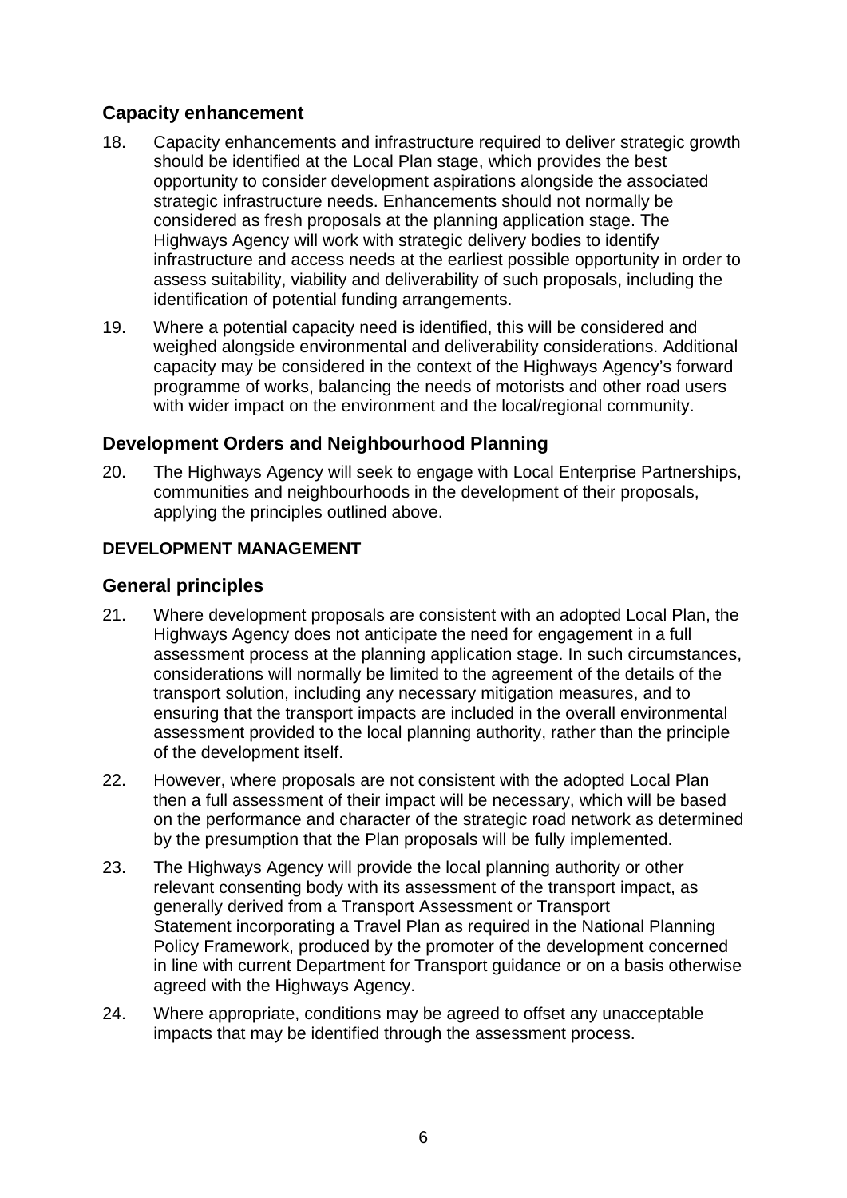## Capacity enhancement

18. Capacity enhancements and infrastructure required to deliver strategic growth should be identified at the Local Plan stage, which provides the best opportunity to consider development aspirations alongside the associated strategic infrastructure needs. Enhancements should not normally be considered as fresh proposals at the planning application stage. The Highways Agency will work with strategic delivery bodies to identify infrastructure and access needs at the earliest possible opportunity in order to assess suitability, viability and deliverability of such proposals, including the identification of potential funding arrangements.

19. Where a potential capacity need is identified, this will be considered and weighed alongside environmental and deliverability considerations. Additional capacity may be considered in the context of the Highways Agency's forward programme of works, balancing the needs of motorists and other road users with wider impact on the environment and the local/regional community.

## Development Orders and Neighbourhood Planning

20. The Highways Agency will seek to engage with Local Enterprise Partnerships, communities and neighbourhoods in the development of their proposals, applying the principles outlined above.

**DEVELOPMENT MANAGEMENT**

## General principles

21. Where development proposals are consistent with an adopted Local Plan, the Highways Agency does not anticipate the need for engagement in a full assessment process at the planning application stage. In such circumstances, considerations will normally be limited to the agreement of the details of the transport solution, including any necessary mitigation measures, and to ensuring that the transport impacts are included in the overall environmental assessment provided to the local planning authority, rather than the principle of the development itself.

22. However, where proposals are not consistent with the adopted Local Plan then a full assessment of their impact will be necessary, which will be based on the performance and character of the strategic road network as determined by the presumption that the Plan proposals will be fully implemented.

23. The Highways Agency will provide the local planning authority or other relevant consenting body with its assessment of the transport impact, as generally derived from a Transport Assessment or Transport Statement incorporating a Travel Plan as required in the National Planning Policy Framework, produced by the promoter of the development concerned in line with current Department for Transport guidance or on a basis otherwise agreed with the Highways Agency.

24. Where appropriate, conditions may be agreed to offset any unacceptable impacts that may be identified through the assessment process.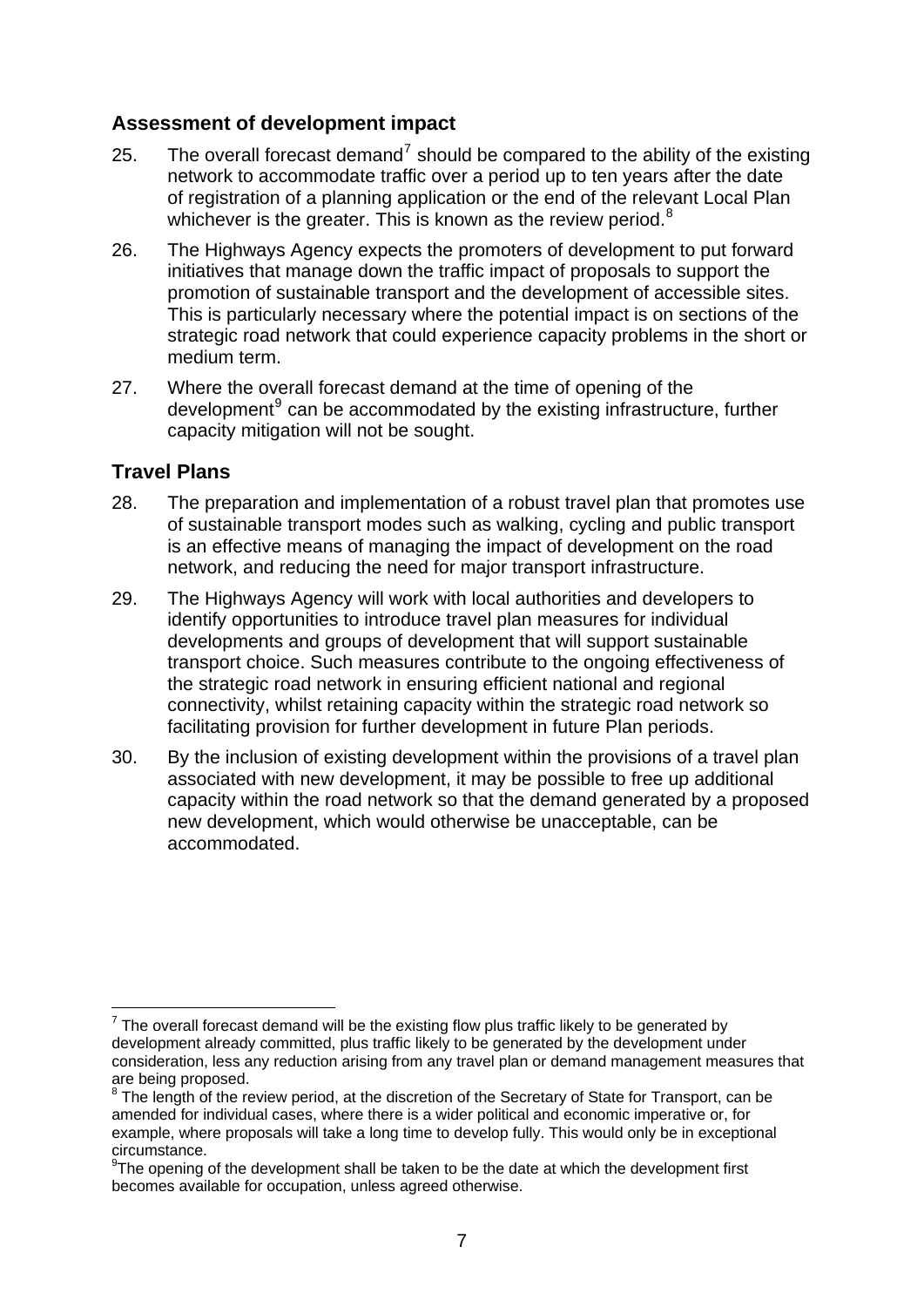## Assessment of development impact

25. The overall forecast demand[7] should be compared to the ability of the existing network to accommodate traffic over a period up to ten years after the date of registration of a planning application or the end of the relevant Local Plan whichever is the greater. This is known as the review period.[8]

26. The Highways Agency expects the promoters of development to put forward initiatives that manage down the traffic impact of proposals to support the promotion of sustainable transport and the development of accessible sites. This is particularly necessary where the potential impact is on sections of the strategic road network that could experience capacity problems in the short or medium term.

27. Where the overall forecast demand at the time of opening of the development[9] can be accommodated by the existing infrastructure, further capacity mitigation will not be sought.

## Travel Plans

28. The preparation and implementation of a robust travel plan that promotes use of sustainable transport modes such as walking, cycling and public transport is an effective means of managing the impact of development on the road network, and reducing the need for major transport infrastructure.

29. The Highways Agency will work with local authorities and developers to identify opportunities to introduce travel plan measures for individual developments and groups of development that will support sustainable transport choice. Such measures contribute to the ongoing effectiveness of the strategic road network in ensuring efficient national and regional connectivity, whilst retaining capacity within the strategic road network so facilitating provision for further development in future Plan periods.

30. By the inclusion of existing development within the provisions of a travel plan associated with new development, it may be possible to free up additional capacity within the road network so that the demand generated by a proposed new development, which would otherwise be unacceptable, can be accommodated.

---

[7] The overall forecast demand will be the existing flow plus traffic likely to be generated by development already committed, plus traffic likely to be generated by the development under consideration, less any reduction arising from any travel plan or demand management measures that are being proposed.

[8] The length of the review period, at the discretion of the Secretary of State for Transport, can be amended for individual cases, where there is a wider political and economic imperative or, for example, where proposals will take a long time to develop fully. This would only be in exceptional circumstance.

[9] The opening of the development shall be taken to be the date at which the development first becomes available for occupation, unless agreed otherwise.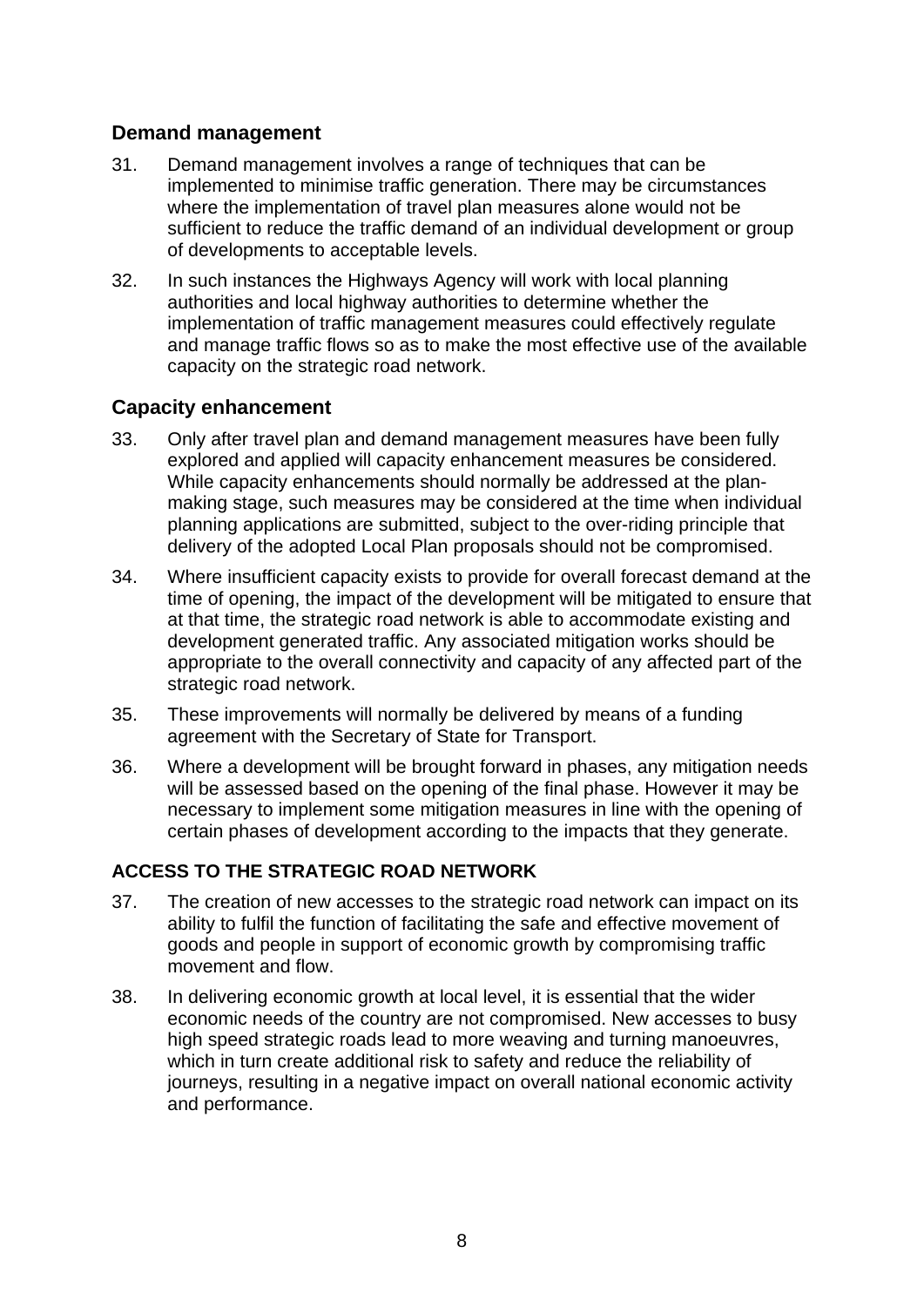## Demand management

31. Demand management involves a range of techniques that can be implemented to minimise traffic generation. There may be circumstances where the implementation of travel plan measures alone would not be sufficient to reduce the traffic demand of an individual development or group of developments to acceptable levels.

32. In such instances the Highways Agency will work with local planning authorities and local highway authorities to determine whether the implementation of traffic management measures could effectively regulate and manage traffic flows so as to make the most effective use of the available capacity on the strategic road network.

## Capacity enhancement

33. Only after travel plan and demand management measures have been fully explored and applied will capacity enhancement measures be considered. While capacity enhancements should normally be addressed at the plan-making stage, such measures may be considered at the time when individual planning applications are submitted, subject to the over-riding principle that delivery of the adopted Local Plan proposals should not be compromised.

34. Where insufficient capacity exists to provide for overall forecast demand at the time of opening, the impact of the development will be mitigated to ensure that at that time, the strategic road network is able to accommodate existing and development generated traffic. Any associated mitigation works should be appropriate to the overall connectivity and capacity of any affected part of the strategic road network.

35. These improvements will normally be delivered by means of a funding agreement with the Secretary of State for Transport.

36. Where a development will be brought forward in phases, any mitigation needs will be assessed based on the opening of the final phase. However it may be necessary to implement some mitigation measures in line with the opening of certain phases of development according to the impacts that they generate.

### ACCESS TO THE STRATEGIC ROAD NETWORK

37. The creation of new accesses to the strategic road network can impact on its ability to fulfil the function of facilitating the safe and effective movement of goods and people in support of economic growth by compromising traffic movement and flow.

38. In delivering economic growth at local level, it is essential that the wider economic needs of the country are not compromised. New accesses to busy high speed strategic roads lead to more weaving and turning manoeuvres, which in turn create additional risk to safety and reduce the reliability of journeys, resulting in a negative impact on overall national economic activity and performance.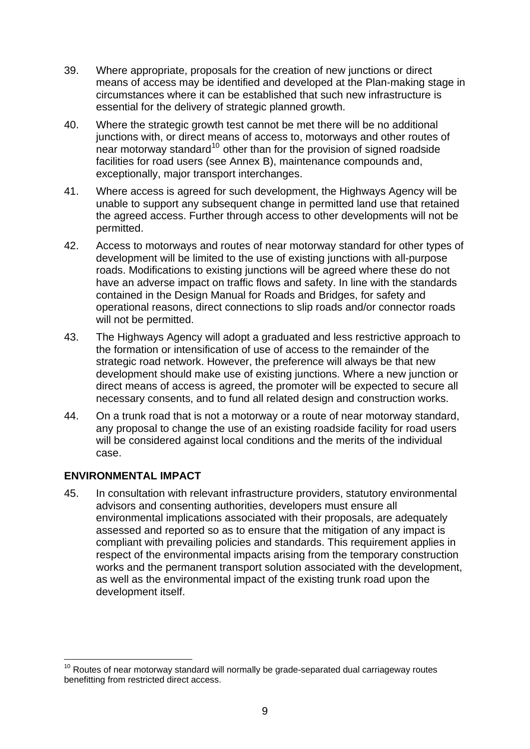39. Where appropriate, proposals for the creation of new junctions or direct means of access may be identified and developed at the Plan-making stage in circumstances where it can be established that such new infrastructure is essential for the delivery of strategic planned growth.

40. Where the strategic growth test cannot be met there will be no additional junctions with, or direct means of access to, motorways and other routes of near motorway standard[10] other than for the provision of signed roadside facilities for road users (see Annex B), maintenance compounds and, exceptionally, major transport interchanges.

41. Where access is agreed for such development, the Highways Agency will be unable to support any subsequent change in permitted land use that retained the agreed access. Further through access to other developments will not be permitted.

42. Access to motorways and routes of near motorway standard for other types of development will be limited to the use of existing junctions with all-purpose roads. Modifications to existing junctions will be agreed where these do not have an adverse impact on traffic flows and safety. In line with the standards contained in the Design Manual for Roads and Bridges, for safety and operational reasons, direct connections to slip roads and/or connector roads will not be permitted.

43. The Highways Agency will adopt a graduated and less restrictive approach to the formation or intensification of use of access to the remainder of the strategic road network. However, the preference will always be that new development should make use of existing junctions. Where a new junction or direct means of access is agreed, the promoter will be expected to secure all necessary consents, and to fund all related design and construction works.

44. On a trunk road that is not a motorway or a route of near motorway standard, any proposal to change the use of an existing roadside facility for road users will be considered against local conditions and the merits of the individual case.

## ENVIRONMENTAL IMPACT

45. In consultation with relevant infrastructure providers, statutory environmental advisors and consenting authorities, developers must ensure all environmental implications associated with their proposals, are adequately assessed and reported so as to ensure that the mitigation of any impact is compliant with prevailing policies and standards. This requirement applies in respect of the environmental impacts arising from the temporary construction works and the permanent transport solution associated with the development, as well as the environmental impact of the existing trunk road upon the development itself.

---

[10] Routes of near motorway standard will normally be grade-separated dual carriageway routes benefitting from restricted direct access.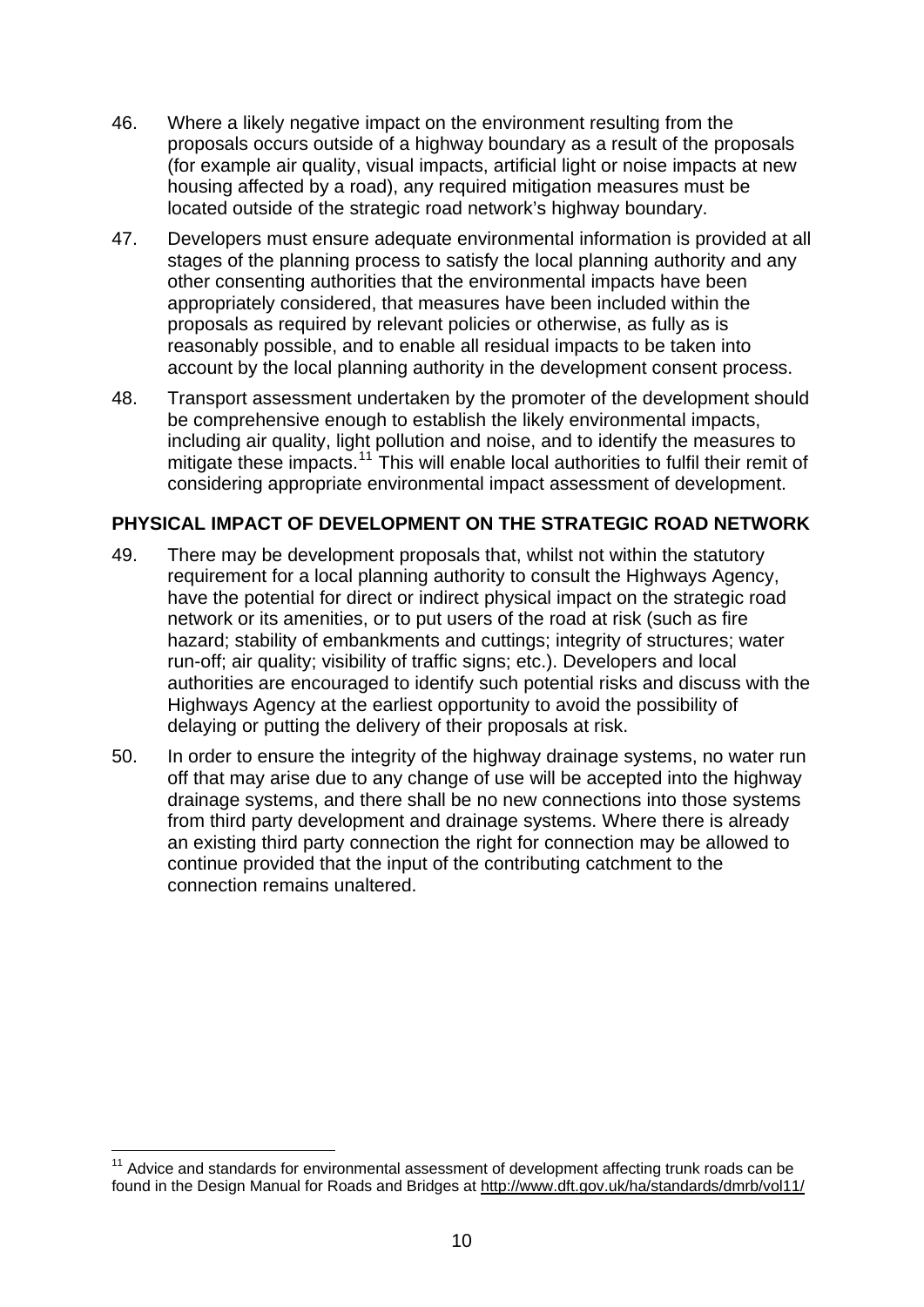46. Where a likely negative impact on the environment resulting from the proposals occurs outside of a highway boundary as a result of the proposals (for example air quality, visual impacts, artificial light or noise impacts at new housing affected by a road), any required mitigation measures must be located outside of the strategic road network's highway boundary.

47. Developers must ensure adequate environmental information is provided at all stages of the planning process to satisfy the local planning authority and any other consenting authorities that the environmental impacts have been appropriately considered, that measures have been included within the proposals as required by relevant policies or otherwise, as fully as is reasonably possible, and to enable all residual impacts to be taken into account by the local planning authority in the development consent process.

48. Transport assessment undertaken by the promoter of the development should be comprehensive enough to establish the likely environmental impacts, including air quality, light pollution and noise, and to identify the measures to mitigate these impacts.[11] This will enable local authorities to fulfil their remit of considering appropriate environmental impact assessment of development.

## PHYSICAL IMPACT OF DEVELOPMENT ON THE STRATEGIC ROAD NETWORK

49. There may be development proposals that, whilst not within the statutory requirement for a local planning authority to consult the Highways Agency, have the potential for direct or indirect physical impact on the strategic road network or its amenities, or to put users of the road at risk (such as fire hazard; stability of embankments and cuttings; integrity of structures; water run-off; air quality; visibility of traffic signs; etc.). Developers and local authorities are encouraged to identify such potential risks and discuss with the Highways Agency at the earliest opportunity to avoid the possibility of delaying or putting the delivery of their proposals at risk.

50. In order to ensure the integrity of the highway drainage systems, no water run off that may arise due to any change of use will be accepted into the highway drainage systems, and there shall be no new connections into those systems from third party development and drainage systems. Where there is already an existing third party connection the right for connection may be allowed to continue provided that the input of the contributing catchment to the connection remains unaltered.

---

[11] Advice and standards for environmental assessment of development affecting trunk roads can be found in the Design Manual for Roads and Bridges at http://www.dft.gov.uk/ha/standards/dmrb/vol11/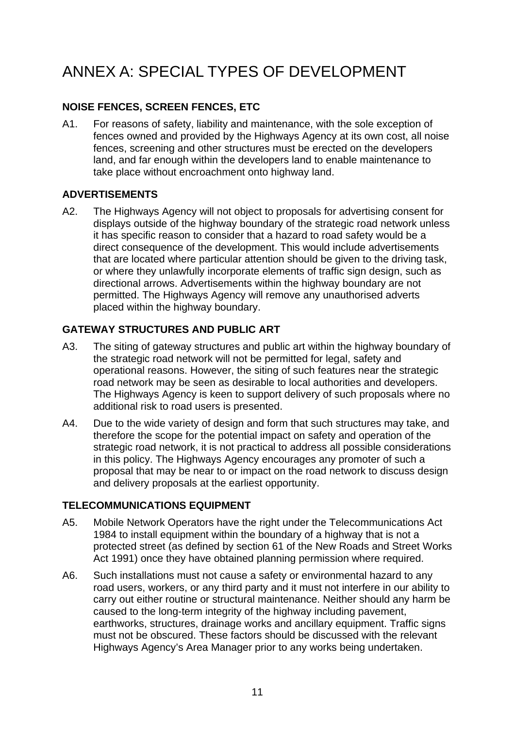# ANNEX A: SPECIAL TYPES OF DEVELOPMENT

## NOISE FENCES, SCREEN FENCES, ETC

A1. For reasons of safety, liability and maintenance, with the sole exception of fences owned and provided by the Highways Agency at its own cost, all noise fences, screening and other structures must be erected on the developers land, and far enough within the developers land to enable maintenance to take place without encroachment onto highway land.

## ADVERTISEMENTS

A2. The Highways Agency will not object to proposals for advertising consent for displays outside of the highway boundary of the strategic road network unless it has specific reason to consider that a hazard to road safety would be a direct consequence of the development. This would include advertisements that are located where particular attention should be given to the driving task, or where they unlawfully incorporate elements of traffic sign design, such as directional arrows. Advertisements within the highway boundary are not permitted. The Highways Agency will remove any unauthorised adverts placed within the highway boundary.

## GATEWAY STRUCTURES AND PUBLIC ART

A3. The siting of gateway structures and public art within the highway boundary of the strategic road network will not be permitted for legal, safety and operational reasons. However, the siting of such features near the strategic road network may be seen as desirable to local authorities and developers. The Highways Agency is keen to support delivery of such proposals where no additional risk to road users is presented.

A4. Due to the wide variety of design and form that such structures may take, and therefore the scope for the potential impact on safety and operation of the strategic road network, it is not practical to address all possible considerations in this policy. The Highways Agency encourages any promoter of such a proposal that may be near to or impact on the road network to discuss design and delivery proposals at the earliest opportunity.

## TELECOMMUNICATIONS EQUIPMENT

A5. Mobile Network Operators have the right under the Telecommunications Act 1984 to install equipment within the boundary of a highway that is not a protected street (as defined by section 61 of the New Roads and Street Works Act 1991) once they have obtained planning permission where required.

A6. Such installations must not cause a safety or environmental hazard to any road users, workers, or any third party and it must not interfere in our ability to carry out either routine or structural maintenance. Neither should any harm be caused to the long-term integrity of the highway including pavement, earthworks, structures, drainage works and ancillary equipment. Traffic signs must not be obscured. These factors should be discussed with the relevant Highways Agency's Area Manager prior to any works being undertaken.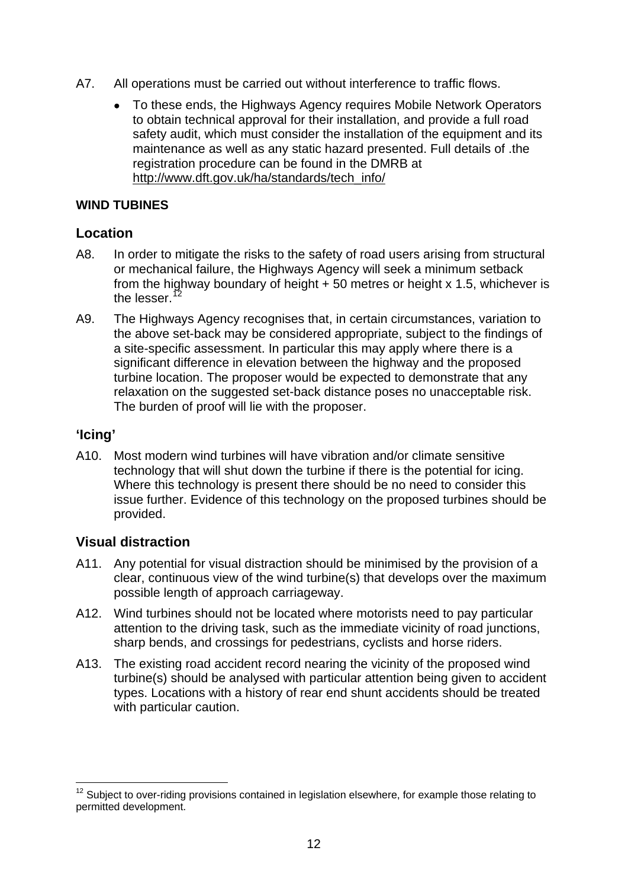A7. All operations must be carried out without interference to traffic flows.

- To these ends, the Highways Agency requires Mobile Network Operators to obtain technical approval for their installation, and provide a full road safety audit, which must consider the installation of the equipment and its maintenance as well as any static hazard presented. Full details of .the registration procedure can be found in the DMRB at http://www.dft.gov.uk/ha/standards/tech_info/

**WIND TUBINES**

## Location

A8. In order to mitigate the risks to the safety of road users arising from structural or mechanical failure, the Highways Agency will seek a minimum setback from the highway boundary of height + 50 metres or height x 1.5, whichever is the lesser.[12]

A9. The Highways Agency recognises that, in certain circumstances, variation to the above set-back may be considered appropriate, subject to the findings of a site-specific assessment. In particular this may apply where there is a significant difference in elevation between the highway and the proposed turbine location. The proposer would be expected to demonstrate that any relaxation on the suggested set-back distance poses no unacceptable risk. The burden of proof will lie with the proposer.

## 'Icing'

A10. Most modern wind turbines will have vibration and/or climate sensitive technology that will shut down the turbine if there is the potential for icing. Where this technology is present there should be no need to consider this issue further. Evidence of this technology on the proposed turbines should be provided.

## Visual distraction

A11. Any potential for visual distraction should be minimised by the provision of a clear, continuous view of the wind turbine(s) that develops over the maximum possible length of approach carriageway.

A12. Wind turbines should not be located where motorists need to pay particular attention to the driving task, such as the immediate vicinity of road junctions, sharp bends, and crossings for pedestrians, cyclists and horse riders.

A13. The existing road accident record nearing the vicinity of the proposed wind turbine(s) should be analysed with particular attention being given to accident types. Locations with a history of rear end shunt accidents should be treated with particular caution.

---

[12] Subject to over-riding provisions contained in legislation elsewhere, for example those relating to permitted development.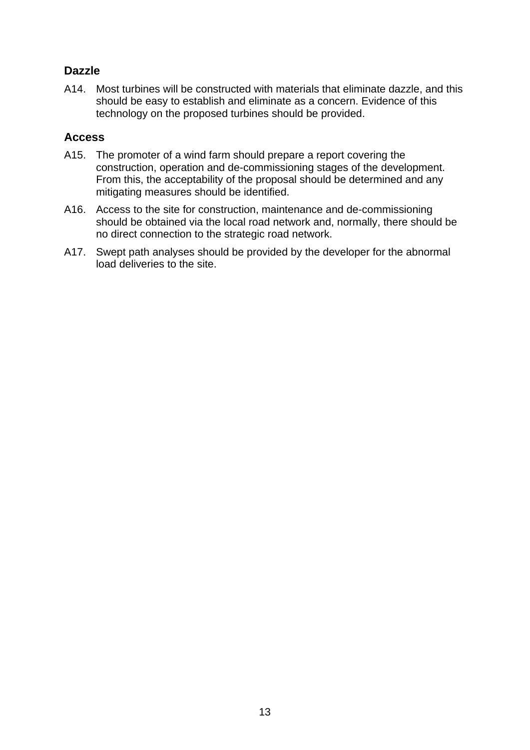## Dazzle

A14. Most turbines will be constructed with materials that eliminate dazzle, and this should be easy to establish and eliminate as a concern. Evidence of this technology on the proposed turbines should be provided.

## Access

A15. The promoter of a wind farm should prepare a report covering the construction, operation and de-commissioning stages of the development. From this, the acceptability of the proposal should be determined and any mitigating measures should be identified.

A16. Access to the site for construction, maintenance and de-commissioning should be obtained via the local road network and, normally, there should be no direct connection to the strategic road network.

A17. Swept path analyses should be provided by the developer for the abnormal load deliveries to the site.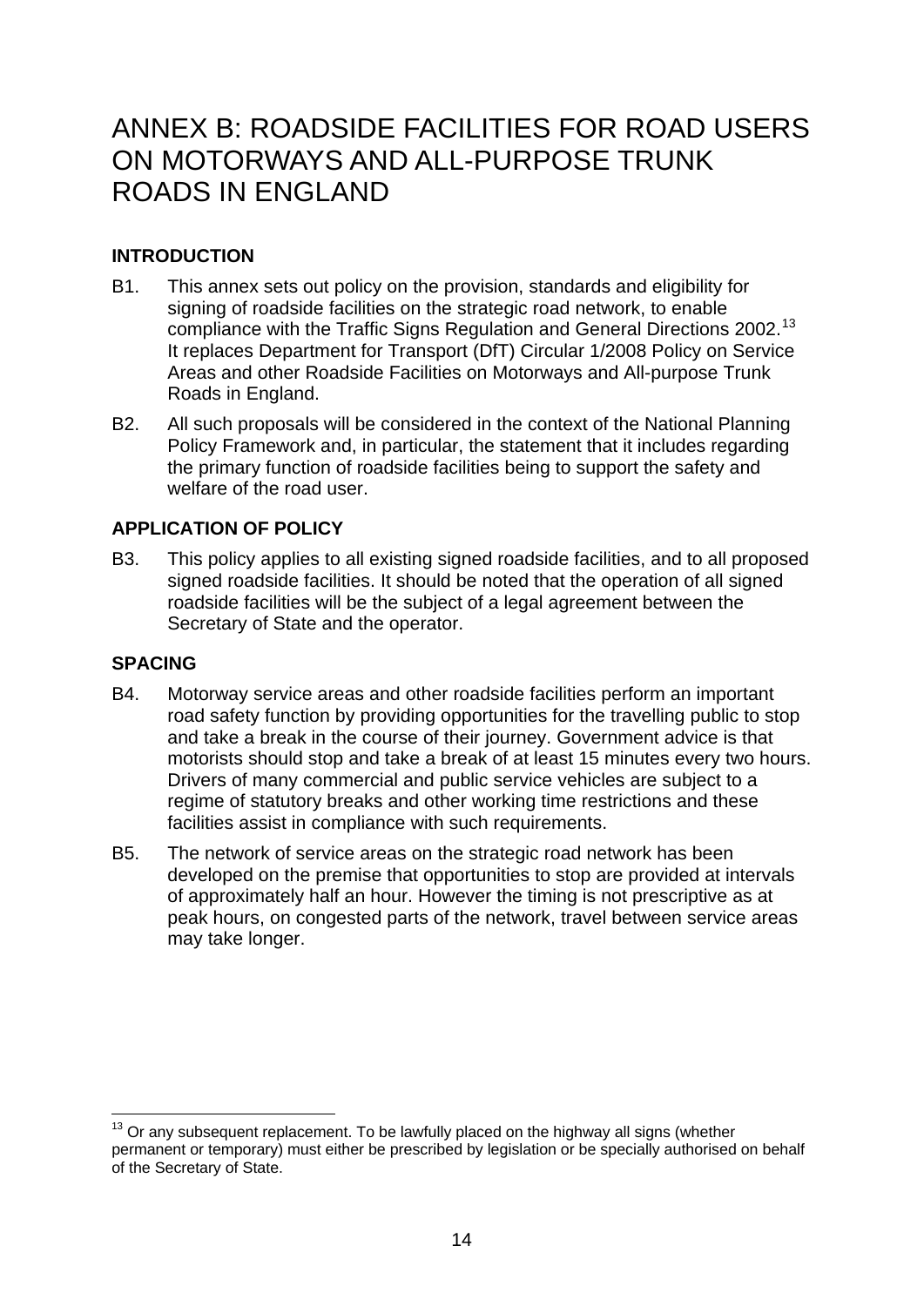# ANNEX B: ROADSIDE FACILITIES FOR ROAD USERS ON MOTORWAYS AND ALL-PURPOSE TRUNK ROADS IN ENGLAND

## INTRODUCTION

B1. This annex sets out policy on the provision, standards and eligibility for signing of roadside facilities on the strategic road network, to enable compliance with the Traffic Signs Regulation and General Directions 2002.[13] It replaces Department for Transport (DfT) Circular 1/2008 Policy on Service Areas and other Roadside Facilities on Motorways and All-purpose Trunk Roads in England.

B2. All such proposals will be considered in the context of the National Planning Policy Framework and, in particular, the statement that it includes regarding the primary function of roadside facilities being to support the safety and welfare of the road user.

## APPLICATION OF POLICY

B3. This policy applies to all existing signed roadside facilities, and to all proposed signed roadside facilities. It should be noted that the operation of all signed roadside facilities will be the subject of a legal agreement between the Secretary of State and the operator.

## SPACING

B4. Motorway service areas and other roadside facilities perform an important road safety function by providing opportunities for the travelling public to stop and take a break in the course of their journey. Government advice is that motorists should stop and take a break of at least 15 minutes every two hours. Drivers of many commercial and public service vehicles are subject to a regime of statutory breaks and other working time restrictions and these facilities assist in compliance with such requirements.

B5. The network of service areas on the strategic road network has been developed on the premise that opportunities to stop are provided at intervals of approximately half an hour. However the timing is not prescriptive as at peak hours, on congested parts of the network, travel between service areas may take longer.

[13] Or any subsequent replacement. To be lawfully placed on the highway all signs (whether permanent or temporary) must either be prescribed by legislation or be specially authorised on behalf of the Secretary of State.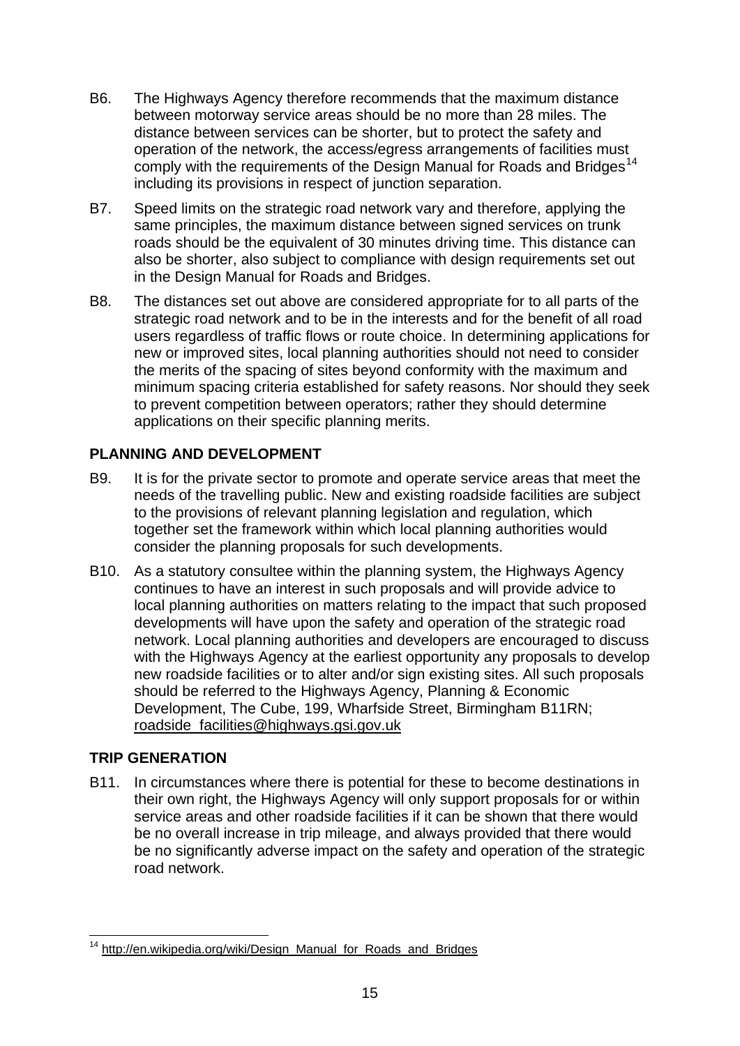B6. The Highways Agency therefore recommends that the maximum distance between motorway service areas should be no more than 28 miles. The distance between services can be shorter, but to protect the safety and operation of the network, the access/egress arrangements of facilities must comply with the requirements of the Design Manual for Roads and Bridges[14] including its provisions in respect of junction separation.

B7. Speed limits on the strategic road network vary and therefore, applying the same principles, the maximum distance between signed services on trunk roads should be the equivalent of 30 minutes driving time. This distance can also be shorter, also subject to compliance with design requirements set out in the Design Manual for Roads and Bridges.

B8. The distances set out above are considered appropriate for to all parts of the strategic road network and to be in the interests and for the benefit of all road users regardless of traffic flows or route choice. In determining applications for new or improved sites, local planning authorities should not need to consider the merits of the spacing of sites beyond conformity with the maximum and minimum spacing criteria established for safety reasons. Nor should they seek to prevent competition between operators; rather they should determine applications on their specific planning merits.

## PLANNING AND DEVELOPMENT

B9. It is for the private sector to promote and operate service areas that meet the needs of the travelling public. New and existing roadside facilities are subject to the provisions of relevant planning legislation and regulation, which together set the framework within which local planning authorities would consider the planning proposals for such developments.

B10. As a statutory consultee within the planning system, the Highways Agency continues to have an interest in such proposals and will provide advice to local planning authorities on matters relating to the impact that such proposed developments will have upon the safety and operation of the strategic road network. Local planning authorities and developers are encouraged to discuss with the Highways Agency at the earliest opportunity any proposals to develop new roadside facilities or to alter and/or sign existing sites. All such proposals should be referred to the Highways Agency, Planning & Economic Development, The Cube, 199, Wharfside Street, Birmingham B11RN; roadside_facilities@highways.gsi.gov.uk

## TRIP GENERATION

B11. In circumstances where there is potential for these to become destinations in their own right, the Highways Agency will only support proposals for or within service areas and other roadside facilities if it can be shown that there would be no overall increase in trip mileage, and always provided that there would be no significantly adverse impact on the safety and operation of the strategic road network.

---

[14] http://en.wikipedia.org/wiki/Design_Manual_for_Roads_and_Bridges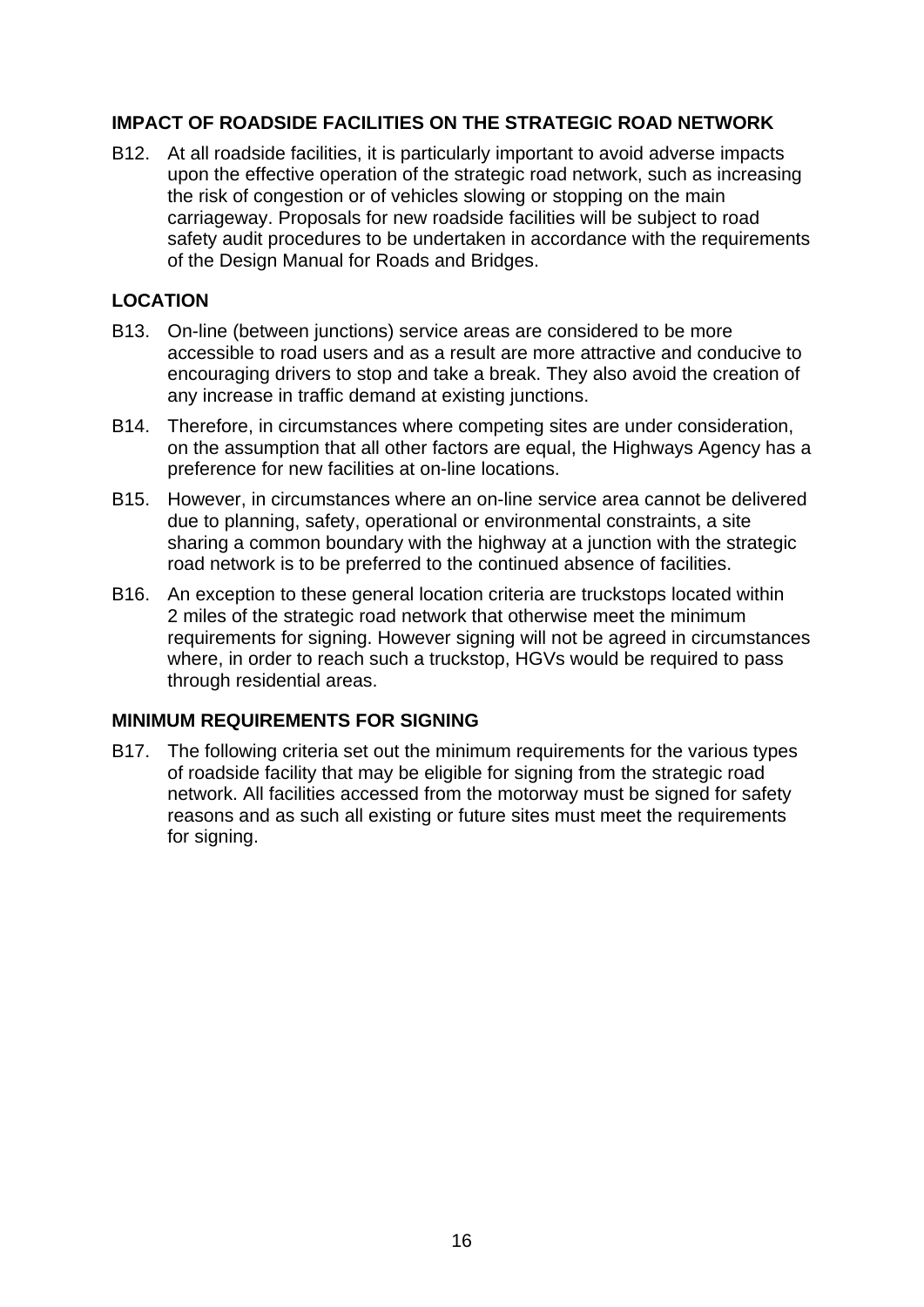## IMPACT OF ROADSIDE FACILITIES ON THE STRATEGIC ROAD NETWORK

B12. At all roadside facilities, it is particularly important to avoid adverse impacts upon the effective operation of the strategic road network, such as increasing the risk of congestion or of vehicles slowing or stopping on the main carriageway. Proposals for new roadside facilities will be subject to road safety audit procedures to be undertaken in accordance with the requirements of the Design Manual for Roads and Bridges.

## LOCATION

B13. On-line (between junctions) service areas are considered to be more accessible to road users and as a result are more attractive and conducive to encouraging drivers to stop and take a break. They also avoid the creation of any increase in traffic demand at existing junctions.

B14. Therefore, in circumstances where competing sites are under consideration, on the assumption that all other factors are equal, the Highways Agency has a preference for new facilities at on-line locations.

B15. However, in circumstances where an on-line service area cannot be delivered due to planning, safety, operational or environmental constraints, a site sharing a common boundary with the highway at a junction with the strategic road network is to be preferred to the continued absence of facilities.

B16. An exception to these general location criteria are truckstops located within 2 miles of the strategic road network that otherwise meet the minimum requirements for signing. However signing will not be agreed in circumstances where, in order to reach such a truckstop, HGVs would be required to pass through residential areas.

## MINIMUM REQUIREMENTS FOR SIGNING

B17. The following criteria set out the minimum requirements for the various types of roadside facility that may be eligible for signing from the strategic road network. All facilities accessed from the motorway must be signed for safety reasons and as such all existing or future sites must meet the requirements for signing.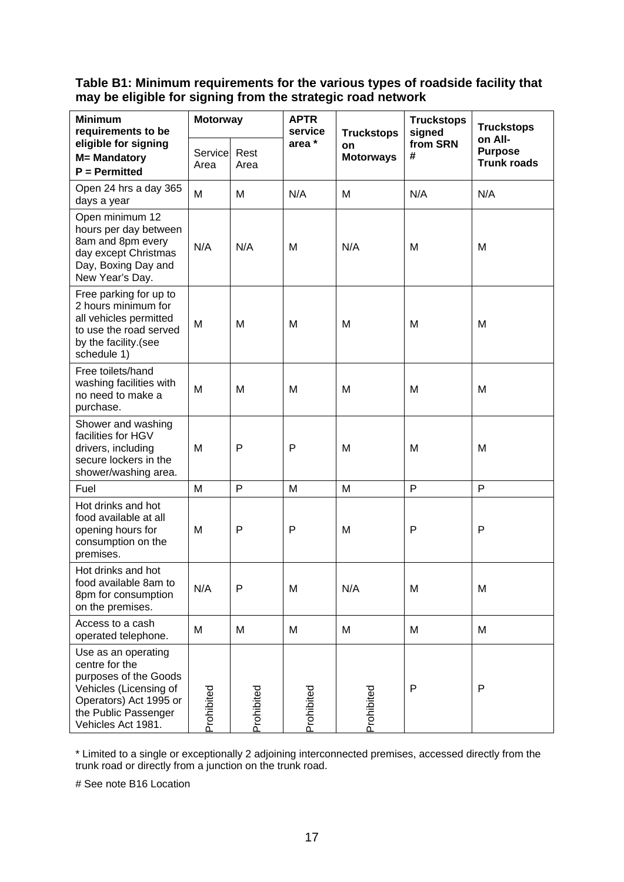**Table B1: Minimum requirements for the various types of roadside facility that may be eligible for signing from the strategic road network**

| **Minimum requirements to be eligible for signing** **M= Mandatory** **P = Permitted** | **Motorway** | | **APTR service area \*** | **Truckstops on Motorways** | **Truckstops signed from SRN #** | **Truckstops on All-Purpose Trunk roads** |
|---|---|---|---|---|---|---|
| | Service Area | Rest Area | | | | |
| Open 24 hrs a day 365 days a year | M | M | N/A | M | N/A | N/A |
| Open minimum 12 hours per day between 8am and 8pm every day except Christmas Day, Boxing Day and New Year's Day. | N/A | N/A | M | N/A | M | M |
| Free parking for up to 2 hours minimum for all vehicles permitted to use the road served by the facility.(see schedule 1) | M | M | M | M | M | M |
| Free toilets/hand washing facilities with no need to make a purchase. | M | M | M | M | M | M |
| Shower and washing facilities for HGV drivers, including secure lockers in the shower/washing area. | M | P | P | M | M | M |
| Fuel | M | P | M | M | P | P |
| Hot drinks and hot food available at all opening hours for consumption on the premises. | M | P | P | M | P | P |
| Hot drinks and hot food available 8am to 8pm for consumption on the premises. | N/A | P | M | N/A | M | M |
| Access to a cash operated telephone. | M | M | M | M | M | M |
| Use as an operating centre for the purposes of the Goods Vehicles (Licensing of Operators) Act 1995 or the Public Passenger Vehicles Act 1981. | Prohibited | Prohibited | Prohibited | Prohibited | P | P |

\* Limited to a single or exceptionally 2 adjoining interconnected premises, accessed directly from the trunk road or directly from a junction on the trunk road.

# See note B16 Location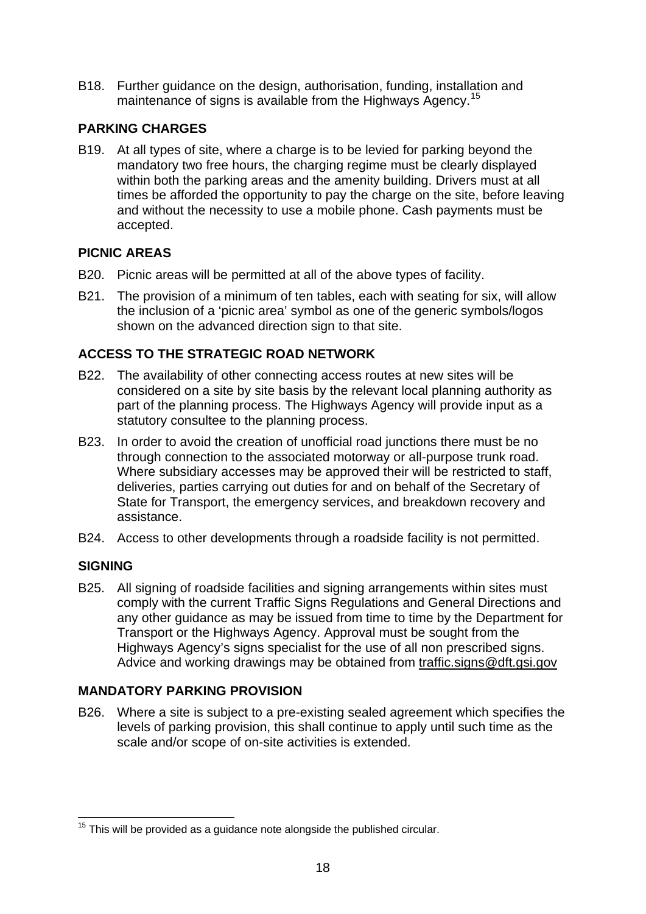B18. Further guidance on the design, authorisation, funding, installation and maintenance of signs is available from the Highways Agency.[15]

## PARKING CHARGES

B19. At all types of site, where a charge is to be levied for parking beyond the mandatory two free hours, the charging regime must be clearly displayed within both the parking areas and the amenity building. Drivers must at all times be afforded the opportunity to pay the charge on the site, before leaving and without the necessity to use a mobile phone. Cash payments must be accepted.

## PICNIC AREAS

B20. Picnic areas will be permitted at all of the above types of facility.

B21. The provision of a minimum of ten tables, each with seating for six, will allow the inclusion of a 'picnic area' symbol as one of the generic symbols/logos shown on the advanced direction sign to that site.

## ACCESS TO THE STRATEGIC ROAD NETWORK

B22. The availability of other connecting access routes at new sites will be considered on a site by site basis by the relevant local planning authority as part of the planning process. The Highways Agency will provide input as a statutory consultee to the planning process.

B23. In order to avoid the creation of unofficial road junctions there must be no through connection to the associated motorway or all-purpose trunk road. Where subsidiary accesses may be approved their will be restricted to staff, deliveries, parties carrying out duties for and on behalf of the Secretary of State for Transport, the emergency services, and breakdown recovery and assistance.

B24. Access to other developments through a roadside facility is not permitted.

## SIGNING

B25. All signing of roadside facilities and signing arrangements within sites must comply with the current Traffic Signs Regulations and General Directions and any other guidance as may be issued from time to time by the Department for Transport or the Highways Agency. Approval must be sought from the Highways Agency's signs specialist for the use of all non prescribed signs. Advice and working drawings may be obtained from traffic.signs@dft.gsi.gov

## MANDATORY PARKING PROVISION

B26. Where a site is subject to a pre-existing sealed agreement which specifies the levels of parking provision, this shall continue to apply until such time as the scale and/or scope of on-site activities is extended.

---

[15] This will be provided as a guidance note alongside the published circular.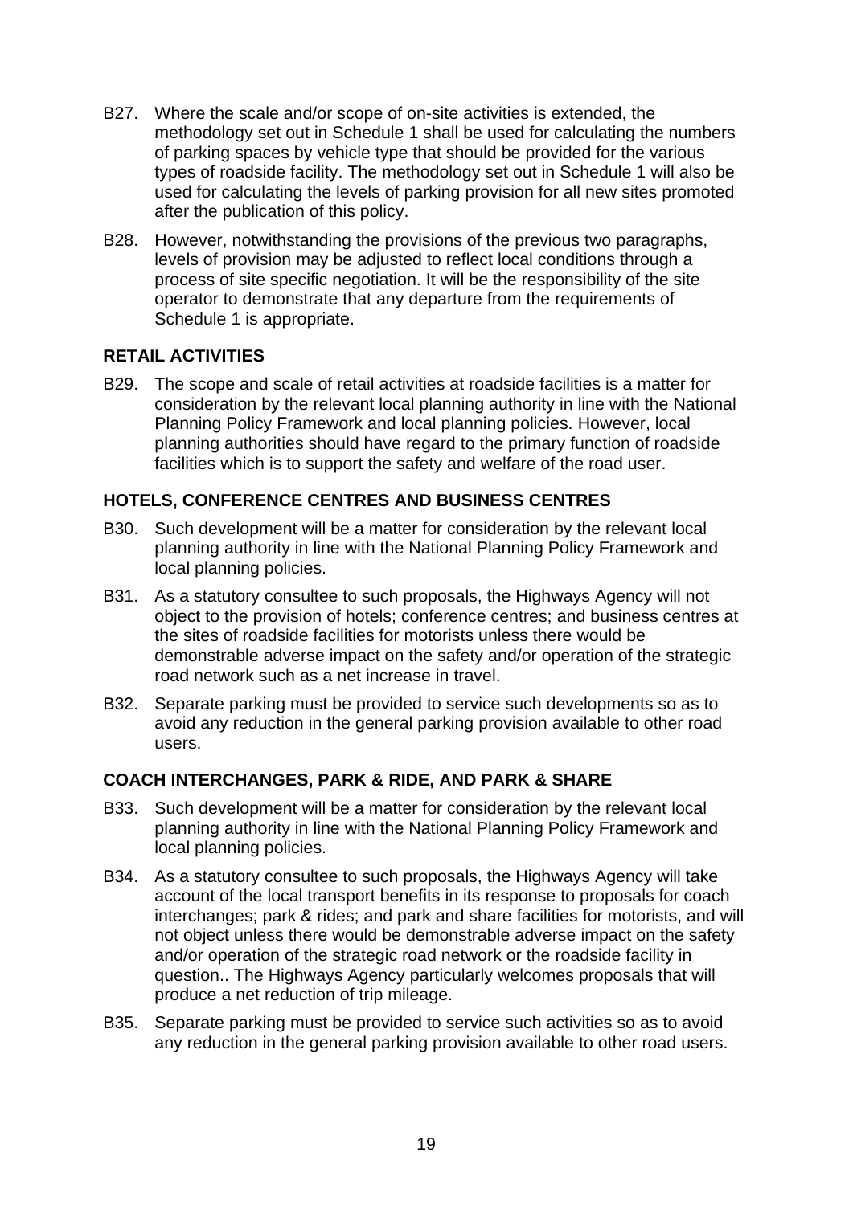B27. Where the scale and/or scope of on-site activities is extended, the methodology set out in Schedule 1 shall be used for calculating the numbers of parking spaces by vehicle type that should be provided for the various types of roadside facility. The methodology set out in Schedule 1 will also be used for calculating the levels of parking provision for all new sites promoted after the publication of this policy.

B28. However, notwithstanding the provisions of the previous two paragraphs, levels of provision may be adjusted to reflect local conditions through a process of site specific negotiation. It will be the responsibility of the site operator to demonstrate that any departure from the requirements of Schedule 1 is appropriate.

## RETAIL ACTIVITIES

B29. The scope and scale of retail activities at roadside facilities is a matter for consideration by the relevant local planning authority in line with the National Planning Policy Framework and local planning policies. However, local planning authorities should have regard to the primary function of roadside facilities which is to support the safety and welfare of the road user.

## HOTELS, CONFERENCE CENTRES AND BUSINESS CENTRES

B30. Such development will be a matter for consideration by the relevant local planning authority in line with the National Planning Policy Framework and local planning policies.

B31. As a statutory consultee to such proposals, the Highways Agency will not object to the provision of hotels; conference centres; and business centres at the sites of roadside facilities for motorists unless there would be demonstrable adverse impact on the safety and/or operation of the strategic road network such as a net increase in travel.

B32. Separate parking must be provided to service such developments so as to avoid any reduction in the general parking provision available to other road users.

## COACH INTERCHANGES, PARK & RIDE, AND PARK & SHARE

B33. Such development will be a matter for consideration by the relevant local planning authority in line with the National Planning Policy Framework and local planning policies.

B34. As a statutory consultee to such proposals, the Highways Agency will take account of the local transport benefits in its response to proposals for coach interchanges; park & rides; and park and share facilities for motorists, and will not object unless there would be demonstrable adverse impact on the safety and/or operation of the strategic road network or the roadside facility in question.. The Highways Agency particularly welcomes proposals that will produce a net reduction of trip mileage.

B35. Separate parking must be provided to service such activities so as to avoid any reduction in the general parking provision available to other road users.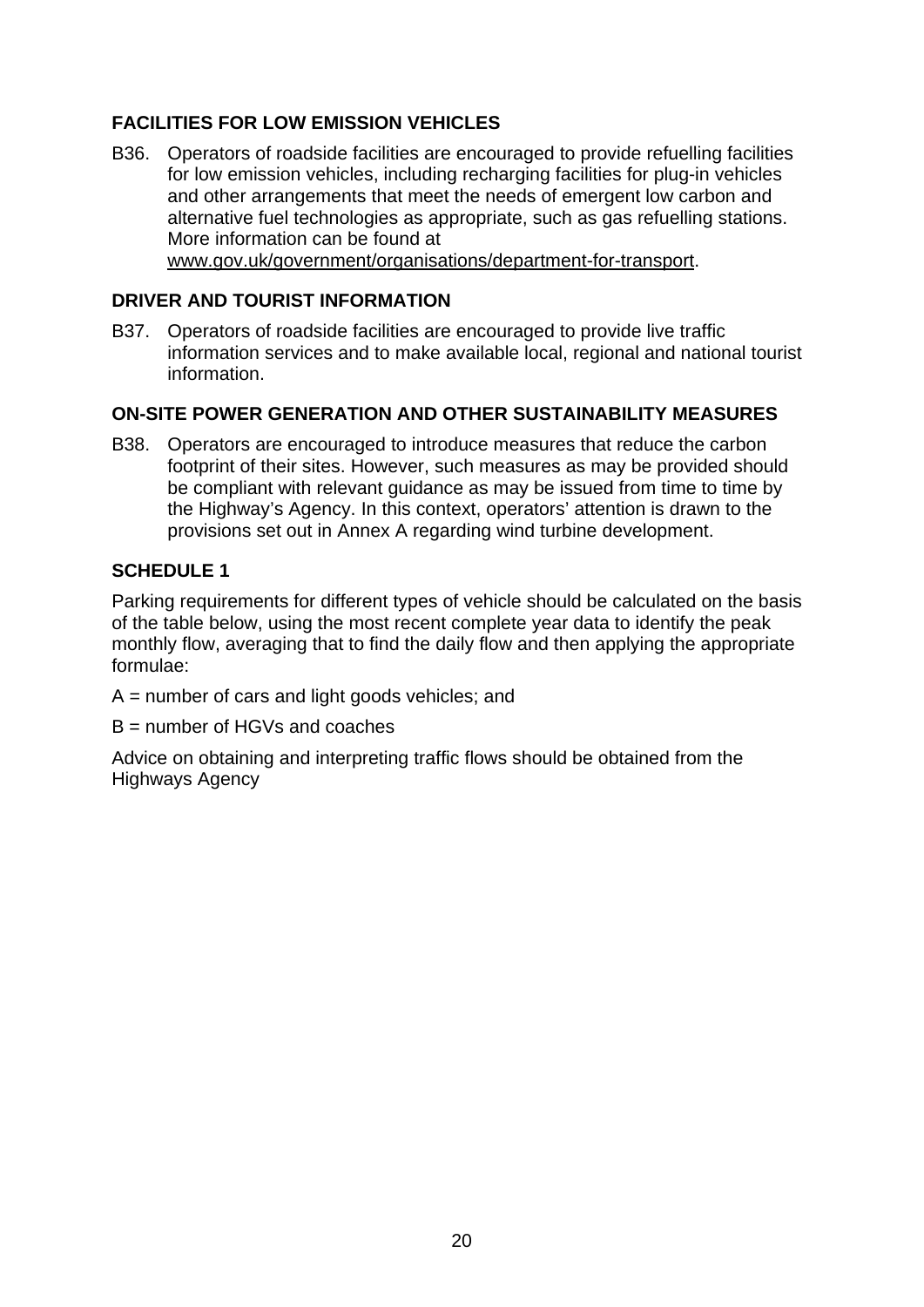## FACILITIES FOR LOW EMISSION VEHICLES

B36. Operators of roadside facilities are encouraged to provide refuelling facilities for low emission vehicles, including recharging facilities for plug-in vehicles and other arrangements that meet the needs of emergent low carbon and alternative fuel technologies as appropriate, such as gas refuelling stations. More information can be found at www.gov.uk/government/organisations/department-for-transport.

## DRIVER AND TOURIST INFORMATION

B37. Operators of roadside facilities are encouraged to provide live traffic information services and to make available local, regional and national tourist information.

## ON-SITE POWER GENERATION AND OTHER SUSTAINABILITY MEASURES

B38. Operators are encouraged to introduce measures that reduce the carbon footprint of their sites. However, such measures as may be provided should be compliant with relevant guidance as may be issued from time to time by the Highway's Agency. In this context, operators' attention is drawn to the provisions set out in Annex A regarding wind turbine development.

## SCHEDULE 1

Parking requirements for different types of vehicle should be calculated on the basis of the table below, using the most recent complete year data to identify the peak monthly flow, averaging that to find the daily flow and then applying the appropriate formulae:

A = number of cars and light goods vehicles; and

B = number of HGVs and coaches

Advice on obtaining and interpreting traffic flows should be obtained from the Highways Agency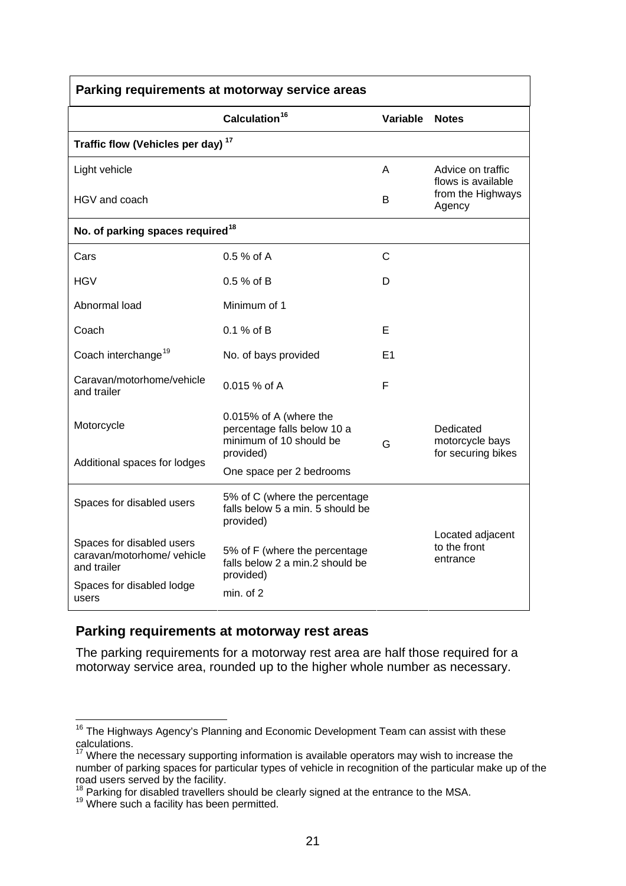| Parking requirements at motorway service areas | | | |
|---|---|---|---|
| | **Calculation**[16] | **Variable** | **Notes** |
| **Traffic flow (Vehicles per day)** [17] | | | |
| Light vehicle | | A | Advice on traffic flows is available from the Highways Agency |
| HGV and coach | | B | |
| **No. of parking spaces required**[18] | | | |
| Cars | 0.5 % of A | C | |
| HGV | 0.5 % of B | D | |
| Abnormal load | Minimum of 1 | | |
| Coach | 0.1 % of B | E | |
| Coach interchange[19] | No. of bays provided | E1 | |
| Caravan/motorhome/vehicle and trailer | 0.015 % of A | F | |
| Motorcycle | 0.015% of A (where the percentage falls below 10 a minimum of 10 should be provided) | G | Dedicated motorcycle bays for securing bikes |
| Additional spaces for lodges | One space per 2 bedrooms | | |
| Spaces for disabled users | 5% of C (where the percentage falls below 5 a min. 5 should be provided) | | Located adjacent to the front entrance |
| Spaces for disabled users caravan/motorhome/ vehicle and trailer | 5% of F (where the percentage falls below 2 a min.2 should be provided) | | |
| Spaces for disabled lodge users | min. of 2 | | |

## Parking requirements at motorway rest areas

The parking requirements for a motorway rest area are half those required for a motorway service area, rounded up to the higher whole number as necessary.

---

[16] The Highways Agency's Planning and Economic Development Team can assist with these calculations.

[17] Where the necessary supporting information is available operators may wish to increase the number of parking spaces for particular types of vehicle in recognition of the particular make up of the road users served by the facility.

[18] Parking for disabled travellers should be clearly signed at the entrance to the MSA.

[19] Where such a facility has been permitted.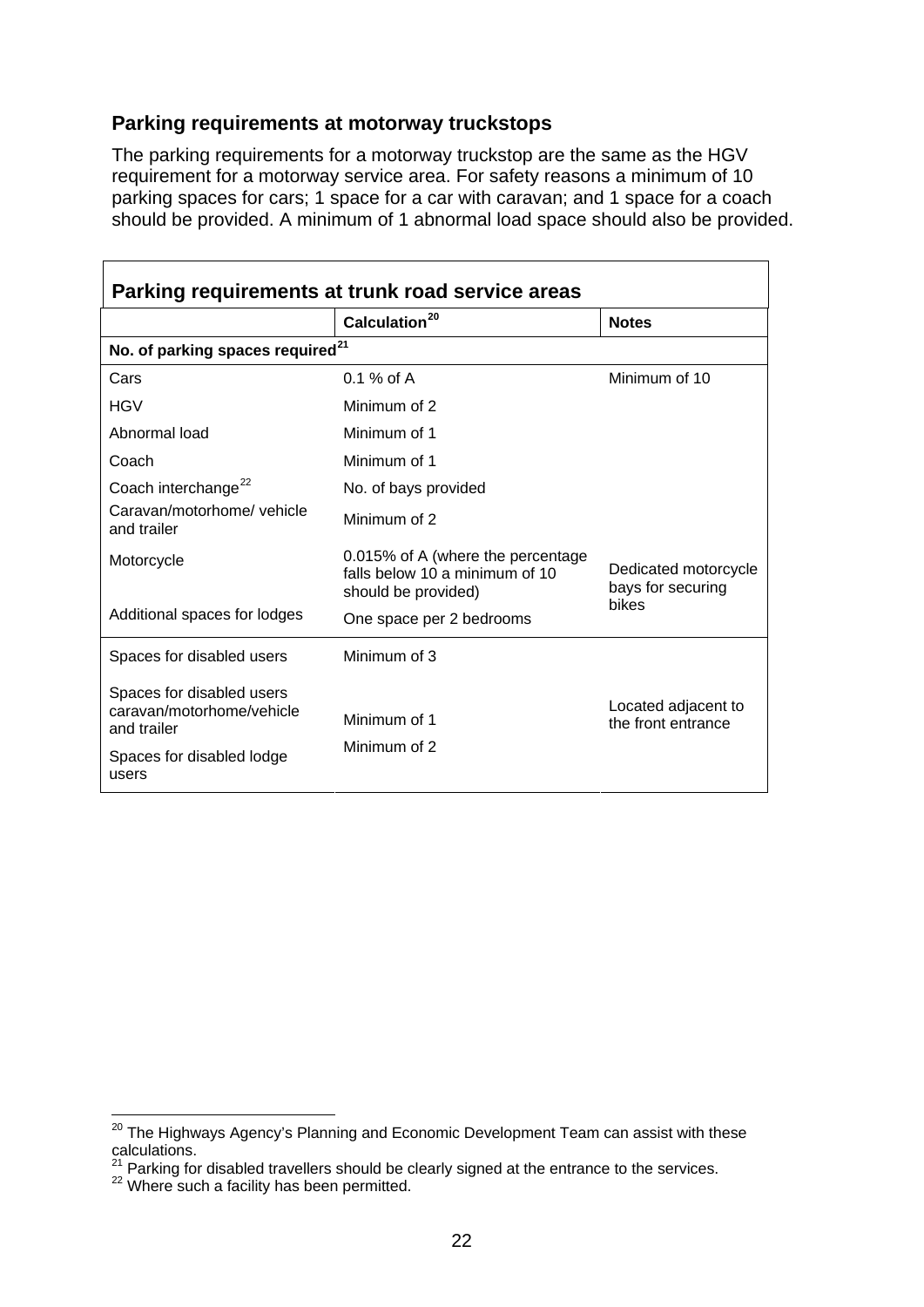### Parking requirements at motorway truckstops

The parking requirements for a motorway truckstop are the same as the HGV requirement for a motorway service area. For safety reasons a minimum of 10 parking spaces for cars; 1 space for a car with caravan; and 1 space for a coach should be provided. A minimum of 1 abnormal load space should also be provided.

### Parking requirements at trunk road service areas

| | Calculation[20] | Notes |
|---|---|---|
| **No. of parking spaces required[21]** | | |
| Cars | 0.1 % of A | Minimum of 10 |
| HGV | Minimum of 2 | |
| Abnormal load | Minimum of 1 | |
| Coach | Minimum of 1 | |
| Coach interchange[22] | No. of bays provided | |
| Caravan/motorhome/ vehicle and trailer | Minimum of 2 | |
| Motorcycle | 0.015% of A (where the percentage falls below 10 a minimum of 10 should be provided) | Dedicated motorcycle bays for securing bikes |
| Additional spaces for lodges | One space per 2 bedrooms | |
| Spaces for disabled users | Minimum of 3 | Located adjacent to the front entrance |
| Spaces for disabled users caravan/motorhome/vehicle and trailer | Minimum of 1 | |
| Spaces for disabled lodge users | Minimum of 2 | |

[20] The Highways Agency's Planning and Economic Development Team can assist with these calculations.
[21] Parking for disabled travellers should be clearly signed at the entrance to the services.
[22] Where such a facility has been permitted.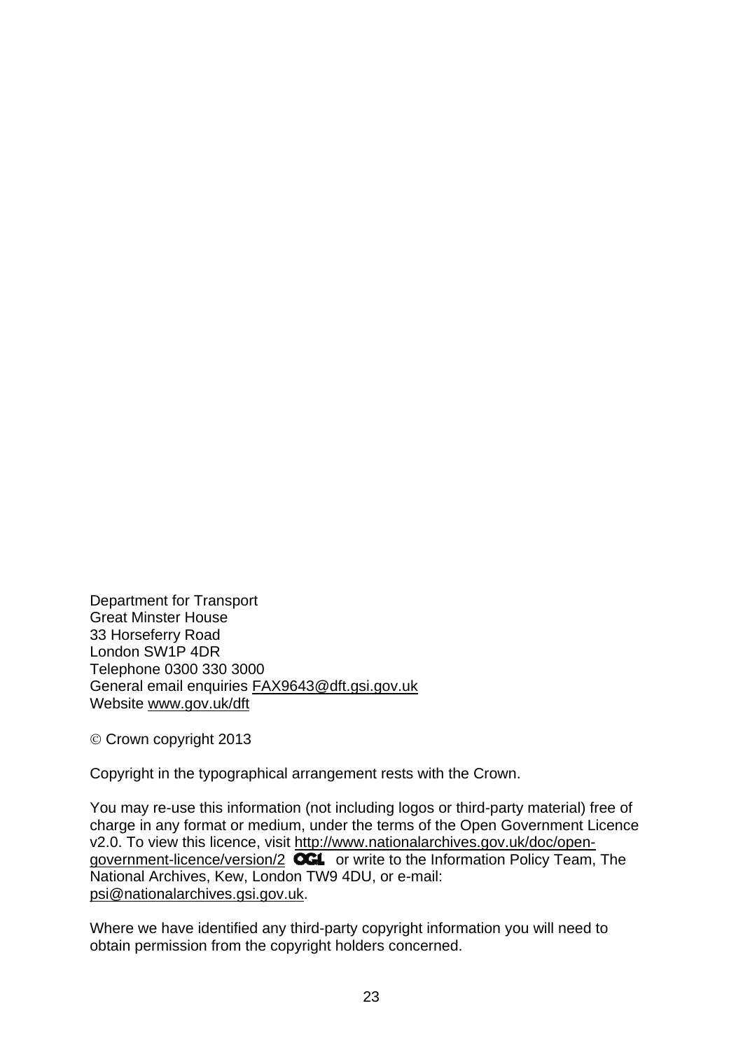Department for Transport
Great Minster House
33 Horseferry Road
London SW1P 4DR
Telephone 0300 330 3000
General email enquiries FAX9643@dft.gsi.gov.uk
Website www.gov.uk/dft

© Crown copyright 2013

Copyright in the typographical arrangement rests with the Crown.

You may re-use this information (not including logos or third-party material) free of charge in any format or medium, under the terms of the Open Government Licence v2.0. To view this licence, visit http://www.nationalarchives.gov.uk/doc/open-government-licence/version/2 OGL or write to the Information Policy Team, The National Archives, Kew, London TW9 4DU, or e-mail: psi@nationalarchives.gsi.gov.uk.

Where we have identified any third-party copyright information you will need to obtain permission from the copyright holders concerned.